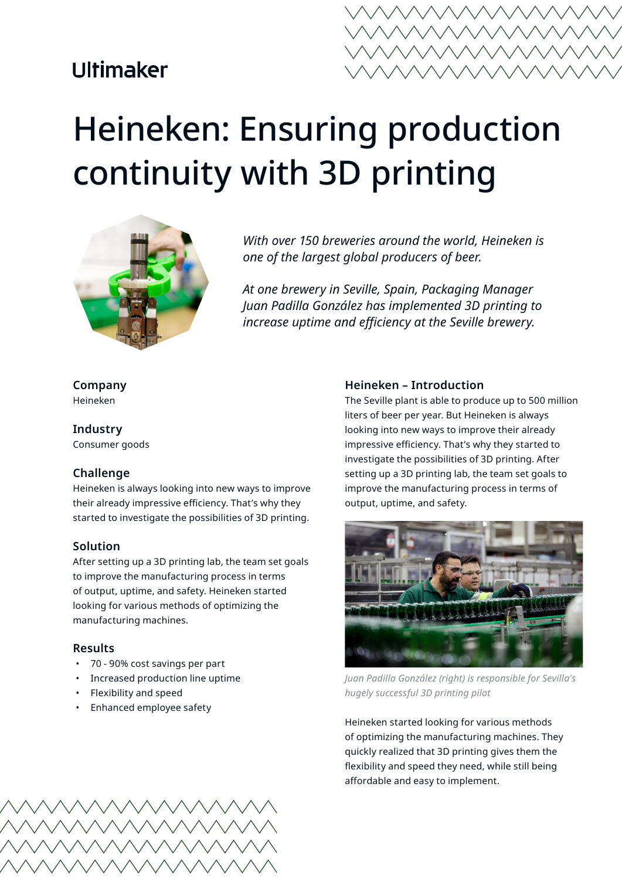Ultimaker

# Heineken: Ensuring production continuity with 3D printing

*With over 150 breweries around the world, Heineken is one of the largest global producers of beer.*

*At one brewery in Seville, Spain, Packaging Manager Juan Padilla González has implemented 3D printing to increase uptime and efficiency at the Seville brewery.*

### Company

Heineken

### Industry

Consumer goods

### Challenge

Heineken is always looking into new ways to improve their already impressive efficiency. That's why they started to investigate the possibilities of 3D printing.

### Solution

After setting up a 3D printing lab, the team set goals to improve the manufacturing process in terms of output, uptime, and safety. Heineken started looking for various methods of optimizing the manufacturing machines.

### Results

- 70 - 90% cost savings per part
- Increased production line uptime
- Flexibility and speed
- Enhanced employee safety

## Heineken – Introduction

The Seville plant is able to produce up to 500 million liters of beer per year. But Heineken is always looking into new ways to improve their already impressive efficiency. That's why they started to investigate the possibilities of 3D printing. After setting up a 3D printing lab, the team set goals to improve the manufacturing process in terms of output, uptime, and safety.

*Juan Padilla González (right) is responsible for Sevilla's hugely successful 3D printing pilot*

Heineken started looking for various methods of optimizing the manufacturing machines. They quickly realized that 3D printing gives them the flexibility and speed they need, while still being affordable and easy to implement.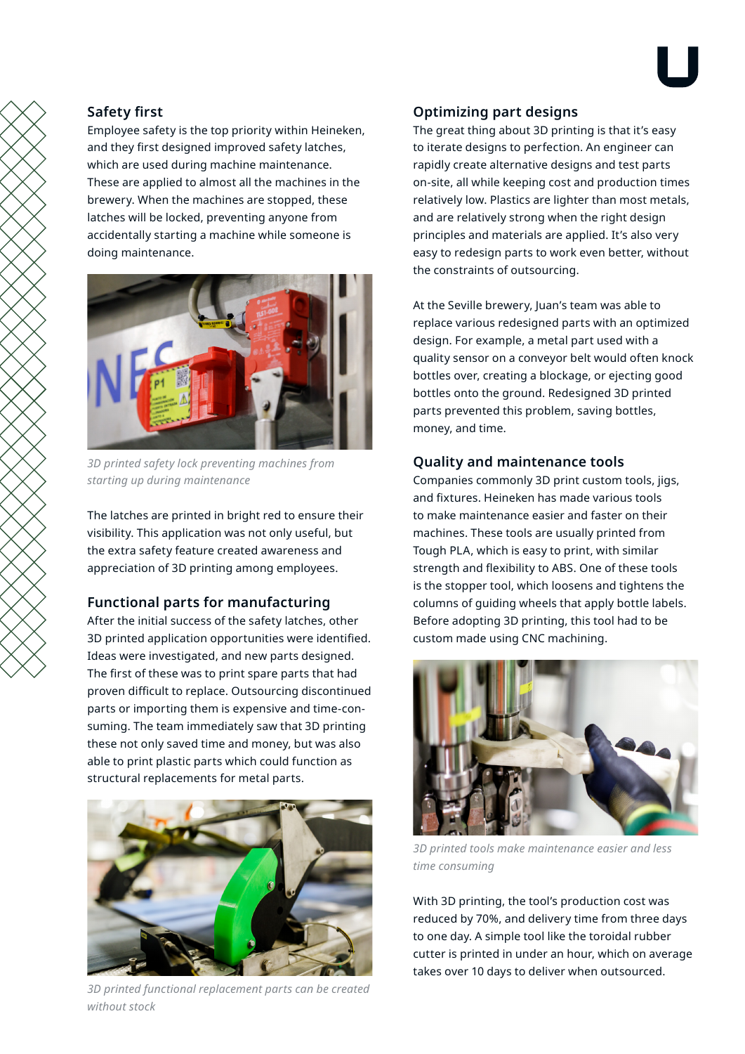## Safety first

Employee safety is the top priority within Heineken, and they first designed improved safety latches, which are used during machine maintenance. These are applied to almost all the machines in the brewery. When the machines are stopped, these latches will be locked, preventing anyone from accidentally starting a machine while someone is doing maintenance.

*3D printed safety lock preventing machines from starting up during maintenance*

The latches are printed in bright red to ensure their visibility. This application was not only useful, but the extra safety feature created awareness and appreciation of 3D printing among employees.

## Functional parts for manufacturing

After the initial success of the safety latches, other 3D printed application opportunities were identified. Ideas were investigated, and new parts designed. The first of these was to print spare parts that had proven difficult to replace. Outsourcing discontinued parts or importing them is expensive and time-consuming. The team immediately saw that 3D printing these not only saved time and money, but was also able to print plastic parts which could function as structural replacements for metal parts.

*3D printed functional replacement parts can be created without stock*

## Optimizing part designs

The great thing about 3D printing is that it's easy to iterate designs to perfection. An engineer can rapidly create alternative designs and test parts on-site, all while keeping cost and production times relatively low. Plastics are lighter than most metals, and are relatively strong when the right design principles and materials are applied. It's also very easy to redesign parts to work even better, without the constraints of outsourcing.

At the Seville brewery, Juan's team was able to replace various redesigned parts with an optimized design. For example, a metal part used with a quality sensor on a conveyor belt would often knock bottles over, creating a blockage, or ejecting good bottles onto the ground. Redesigned 3D printed parts prevented this problem, saving bottles, money, and time.

## Quality and maintenance tools

Companies commonly 3D print custom tools, jigs, and fixtures. Heineken has made various tools to make maintenance easier and faster on their machines. These tools are usually printed from Tough PLA, which is easy to print, with similar strength and flexibility to ABS. One of these tools is the stopper tool, which loosens and tightens the columns of guiding wheels that apply bottle labels. Before adopting 3D printing, this tool had to be custom made using CNC machining.

*3D printed tools make maintenance easier and less time consuming*

With 3D printing, the tool's production cost was reduced by 70%, and delivery time from three days to one day. A simple tool like the toroidal rubber cutter is printed in under an hour, which on average takes over 10 days to deliver when outsourced.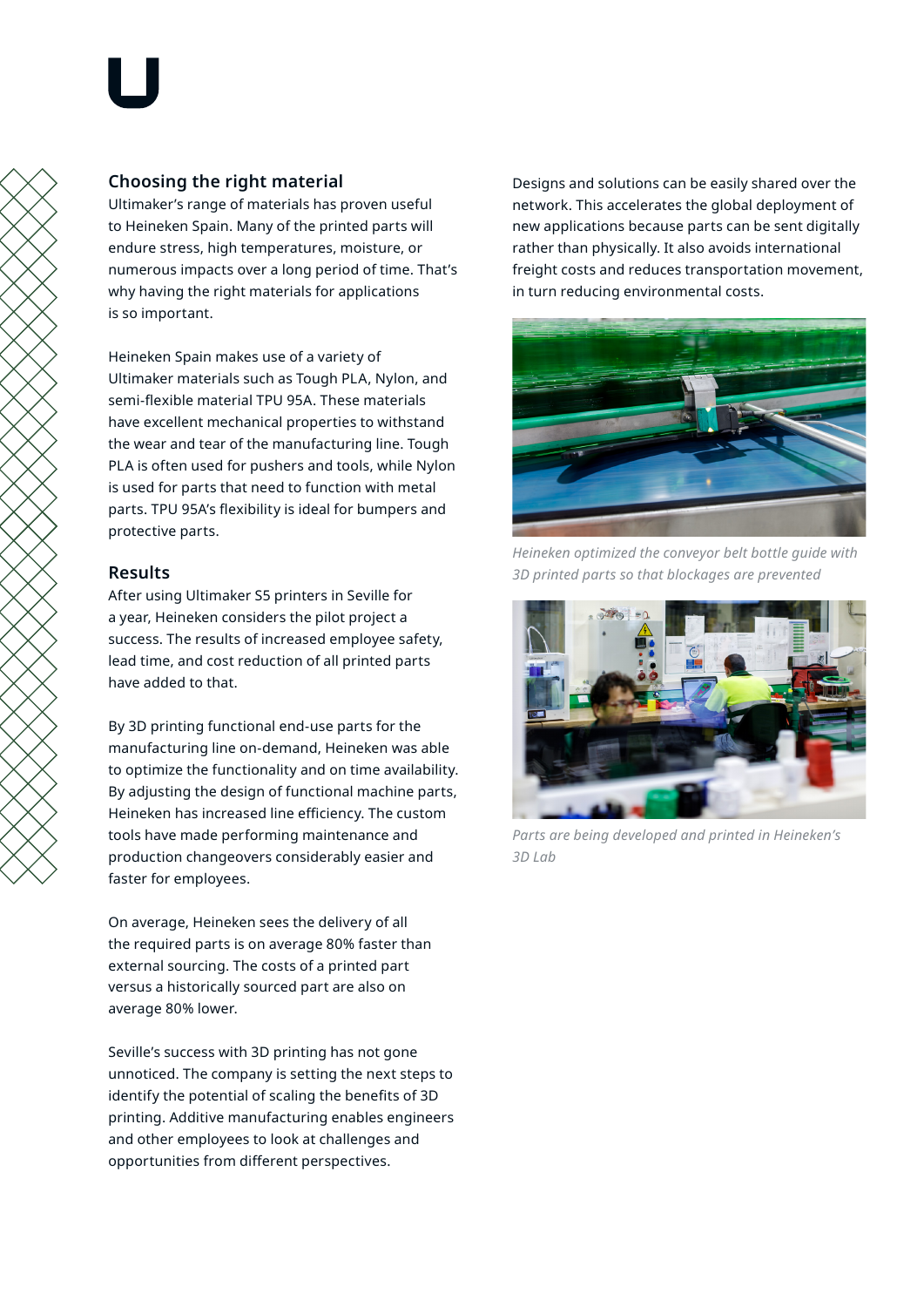## Choosing the right material

Ultimaker's range of materials has proven useful to Heineken Spain. Many of the printed parts will endure stress, high temperatures, moisture, or numerous impacts over a long period of time. That's why having the right materials for applications is so important.

Heineken Spain makes use of a variety of Ultimaker materials such as Tough PLA, Nylon, and semi-flexible material TPU 95A. These materials have excellent mechanical properties to withstand the wear and tear of the manufacturing line. Tough PLA is often used for pushers and tools, while Nylon is used for parts that need to function with metal parts. TPU 95A's flexibility is ideal for bumpers and protective parts.

## Results

After using Ultimaker S5 printers in Seville for a year, Heineken considers the pilot project a success. The results of increased employee safety, lead time, and cost reduction of all printed parts have added to that.

By 3D printing functional end-use parts for the manufacturing line on-demand, Heineken was able to optimize the functionality and on time availability. By adjusting the design of functional machine parts, Heineken has increased line efficiency. The custom tools have made performing maintenance and production changeovers considerably easier and faster for employees.

On average, Heineken sees the delivery of all the required parts is on average 80% faster than external sourcing. The costs of a printed part versus a historically sourced part are also on average 80% lower.

Seville's success with 3D printing has not gone unnoticed. The company is setting the next steps to identify the potential of scaling the benefits of 3D printing. Additive manufacturing enables engineers and other employees to look at challenges and opportunities from different perspectives.

Designs and solutions can be easily shared over the network. This accelerates the global deployment of new applications because parts can be sent digitally rather than physically. It also avoids international freight costs and reduces transportation movement, in turn reducing environmental costs.

*Heineken optimized the conveyor belt bottle guide with 3D printed parts so that blockages are prevented*

*Parts are being developed and printed in Heineken's 3D Lab*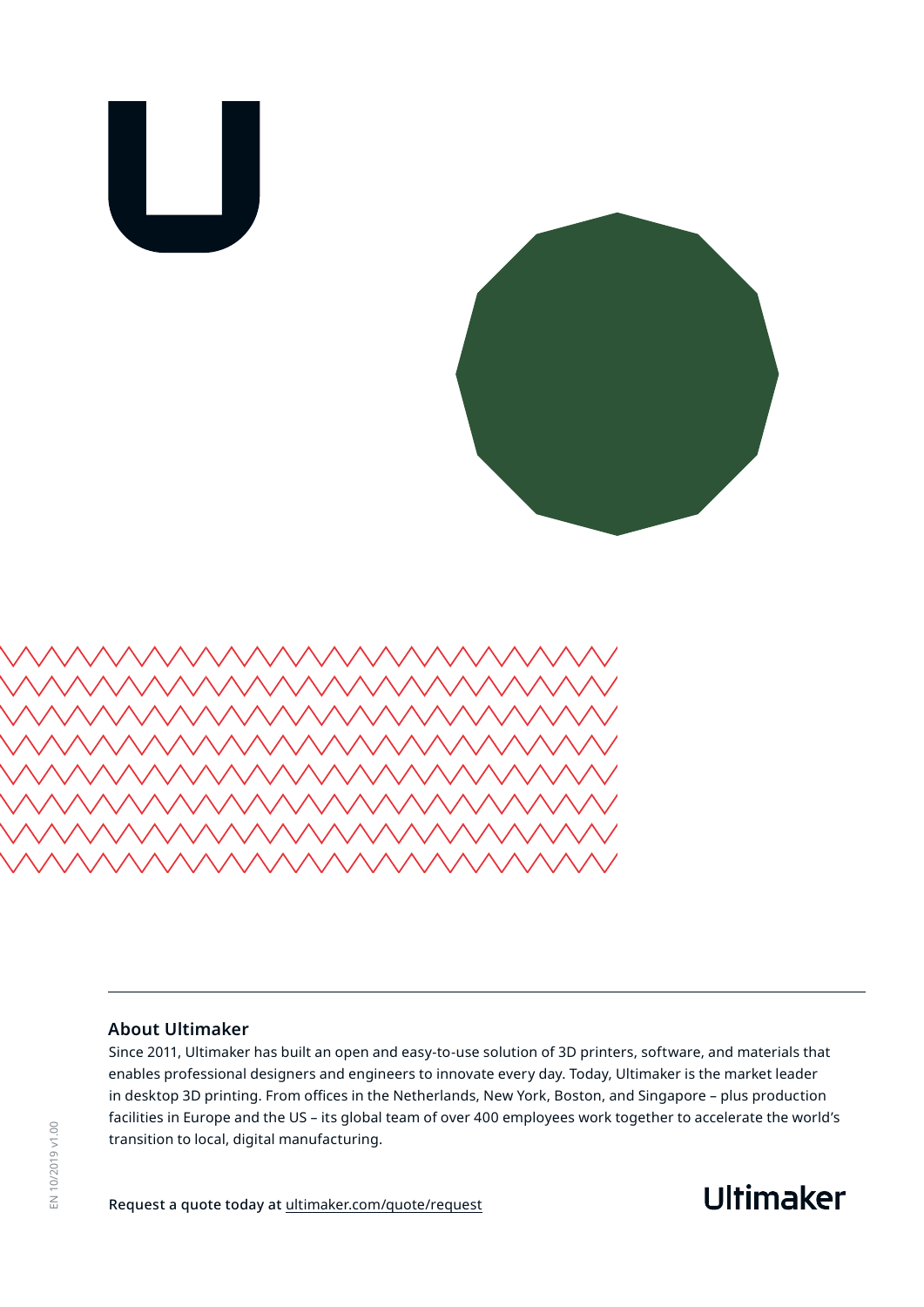## About Ultimaker

Since 2011, Ultimaker has built an open and easy-to-use solution of 3D printers, software, and materials that enables professional designers and engineers to innovate every day. Today, Ultimaker is the market leader in desktop 3D printing. From offices in the Netherlands, New York, Boston, and Singapore – plus production facilities in Europe and the US – its global team of over 400 employees work together to accelerate the world's transition to local, digital manufacturing.

Request a quote today at ultimaker.com/quote/request

Ultimaker

EN 10/2019 v1.00